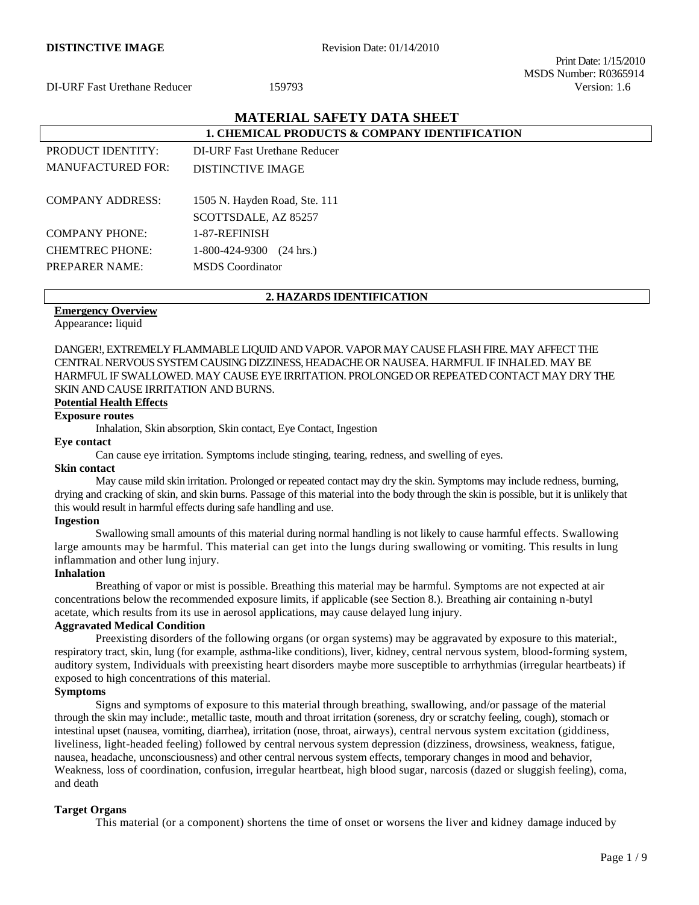# MATERIAL SAFETY DATA SHEET

## 1. CHEMICAL PRODUCTS & COMPANY IDENTIFICATION

| | |
|---|---|
| PRODUCT IDENTITY: | DI-URF Fast Urethane Reducer |
| MANUFACTURED FOR: | DISTINCTIVE IMAGE |
| COMPANY ADDRESS: | 1505 N. Hayden Road, Ste. 111<br>SCOTTSDALE, AZ 85257 |
| COMPANY PHONE: | 1-87-REFINISH |
| CHEMTREC PHONE: | 1-800-424-9300 (24 hrs.) |
| PREPARER NAME: | MSDS Coordinator |

## 2. HAZARDS IDENTIFICATION

**Emergency Overview**

Appearance**:** liquid

DANGER!, EXTREMELY FLAMMABLE LIQUID AND VAPOR. VAPOR MAY CAUSE FLASH FIRE. MAY AFFECT THE CENTRAL NERVOUS SYSTEM CAUSING DIZZINESS, HEADACHE OR NAUSEA. HARMFUL IF INHALED. MAY BE HARMFUL IF SWALLOWED. MAY CAUSE EYE IRRITATION. PROLONGED OR REPEATED CONTACT MAY DRY THE SKIN AND CAUSE IRRITATION AND BURNS.

**Potential Health Effects**

**Exposure routes**

Inhalation, Skin absorption, Skin contact, Eye Contact, Ingestion

**Eye contact**

Can cause eye irritation. Symptoms include stinging, tearing, redness, and swelling of eyes.

**Skin contact**

May cause mild skin irritation. Prolonged or repeated contact may dry the skin. Symptoms may include redness, burning, drying and cracking of skin, and skin burns. Passage of this material into the body through the skin is possible, but it is unlikely that this would result in harmful effects during safe handling and use.

**Ingestion**

Swallowing small amounts of this material during normal handling is not likely to cause harmful effects. Swallowing large amounts may be harmful. This material can get into the lungs during swallowing or vomiting. This results in lung inflammation and other lung injury.

**Inhalation**

Breathing of vapor or mist is possible. Breathing this material may be harmful. Symptoms are not expected at air concentrations below the recommended exposure limits, if applicable (see Section 8.). Breathing air containing n-butyl acetate, which results from its use in aerosol applications, may cause delayed lung injury.

**Aggravated Medical Condition**

Preexisting disorders of the following organs (or organ systems) may be aggravated by exposure to this material:, respiratory tract, skin, lung (for example, asthma-like conditions), liver, kidney, central nervous system, blood-forming system, auditory system, Individuals with preexisting heart disorders maybe more susceptible to arrhythmias (irregular heartbeats) if exposed to high concentrations of this material.

**Symptoms**

Signs and symptoms of exposure to this material through breathing, swallowing, and/or passage of the material through the skin may include:, metallic taste, mouth and throat irritation (soreness, dry or scratchy feeling, cough), stomach or intestinal upset (nausea, vomiting, diarrhea), irritation (nose, throat, airways), central nervous system excitation (giddiness, liveliness, light-headed feeling) followed by central nervous system depression (dizziness, drowsiness, weakness, fatigue, nausea, headache, unconsciousness) and other central nervous system effects, temporary changes in mood and behavior, Weakness, loss of coordination, confusion, irregular heartbeat, high blood sugar, narcosis (dazed or sluggish feeling), coma, and death

**Target Organs**

This material (or a component) shortens the time of onset or worsens the liver and kidney damage induced by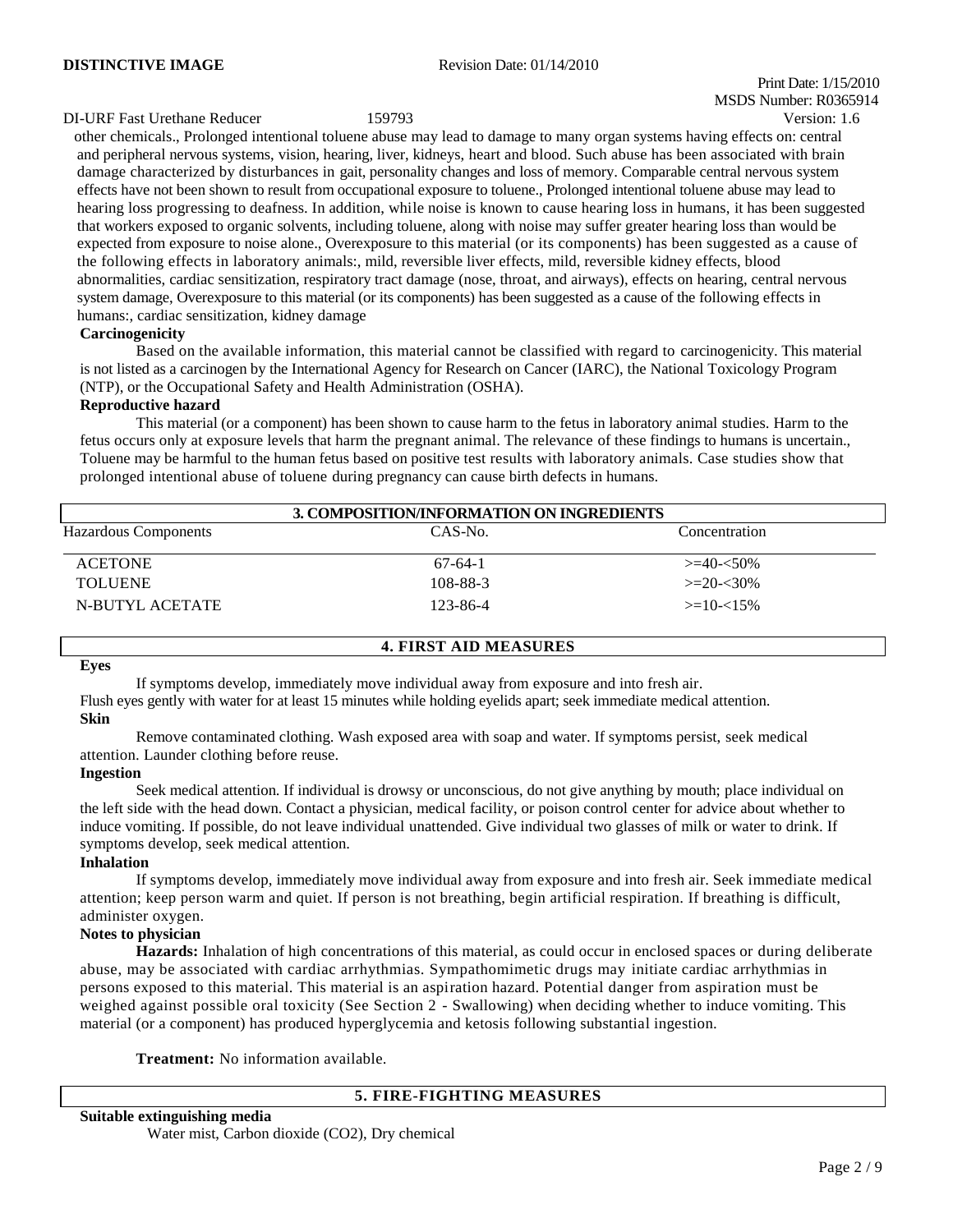other chemicals., Prolonged intentional toluene abuse may lead to damage to many organ systems having effects on: central and peripheral nervous systems, vision, hearing, liver, kidneys, heart and blood. Such abuse has been associated with brain damage characterized by disturbances in gait, personality changes and loss of memory. Comparable central nervous system effects have not been shown to result from occupational exposure to toluene., Prolonged intentional toluene abuse may lead to hearing loss progressing to deafness. In addition, while noise is known to cause hearing loss in humans, it has been suggested that workers exposed to organic solvents, including toluene, along with noise may suffer greater hearing loss than would be expected from exposure to noise alone., Overexposure to this material (or its components) has been suggested as a cause of the following effects in laboratory animals:, mild, reversible liver effects, mild, reversible kidney effects, blood abnormalities, cardiac sensitization, respiratory tract damage (nose, throat, and airways), effects on hearing, central nervous system damage, Overexposure to this material (or its components) has been suggested as a cause of the following effects in humans:, cardiac sensitization, kidney damage

**Carcinogenicity**

Based on the available information, this material cannot be classified with regard to carcinogenicity. This material is not listed as a carcinogen by the International Agency for Research on Cancer (IARC), the National Toxicology Program (NTP), or the Occupational Safety and Health Administration (OSHA).

**Reproductive hazard**

This material (or a component) has been shown to cause harm to the fetus in laboratory animal studies. Harm to the fetus occurs only at exposure levels that harm the pregnant animal. The relevance of these findings to humans is uncertain., Toluene may be harmful to the human fetus based on positive test results with laboratory animals. Case studies show that prolonged intentional abuse of toluene during pregnancy can cause birth defects in humans.

## 3. COMPOSITION/INFORMATION ON INGREDIENTS

| Hazardous Components | CAS-No. | Concentration |
|---|---|---|
| ACETONE | 67-64-1 | >=40-<50% |
| TOLUENE | 108-88-3 | >=20-<30% |
| N-BUTYL ACETATE | 123-86-4 | >=10-<15% |

## 4. FIRST AID MEASURES

**Eyes**

If symptoms develop, immediately move individual away from exposure and into fresh air. Flush eyes gently with water for at least 15 minutes while holding eyelids apart; seek immediate medical attention.

**Skin**

Remove contaminated clothing. Wash exposed area with soap and water. If symptoms persist, seek medical attention. Launder clothing before reuse.

**Ingestion**

Seek medical attention. If individual is drowsy or unconscious, do not give anything by mouth; place individual on the left side with the head down. Contact a physician, medical facility, or poison control center for advice about whether to induce vomiting. If possible, do not leave individual unattended. Give individual two glasses of milk or water to drink. If symptoms develop, seek medical attention.

**Inhalation**

If symptoms develop, immediately move individual away from exposure and into fresh air. Seek immediate medical attention; keep person warm and quiet. If person is not breathing, begin artificial respiration. If breathing is difficult, administer oxygen.

**Notes to physician**

**Hazards:** Inhalation of high concentrations of this material, as could occur in enclosed spaces or during deliberate abuse, may be associated with cardiac arrhythmias. Sympathomimetic drugs may initiate cardiac arrhythmias in persons exposed to this material. This material is an aspiration hazard. Potential danger from aspiration must be weighed against possible oral toxicity (See Section 2 - Swallowing) when deciding whether to induce vomiting. This material (or a component) has produced hyperglycemia and ketosis following substantial ingestion.

**Treatment:** No information available.

## 5. FIRE-FIGHTING MEASURES

**Suitable extinguishing media**

Water mist, Carbon dioxide ($CO_2$), Dry chemical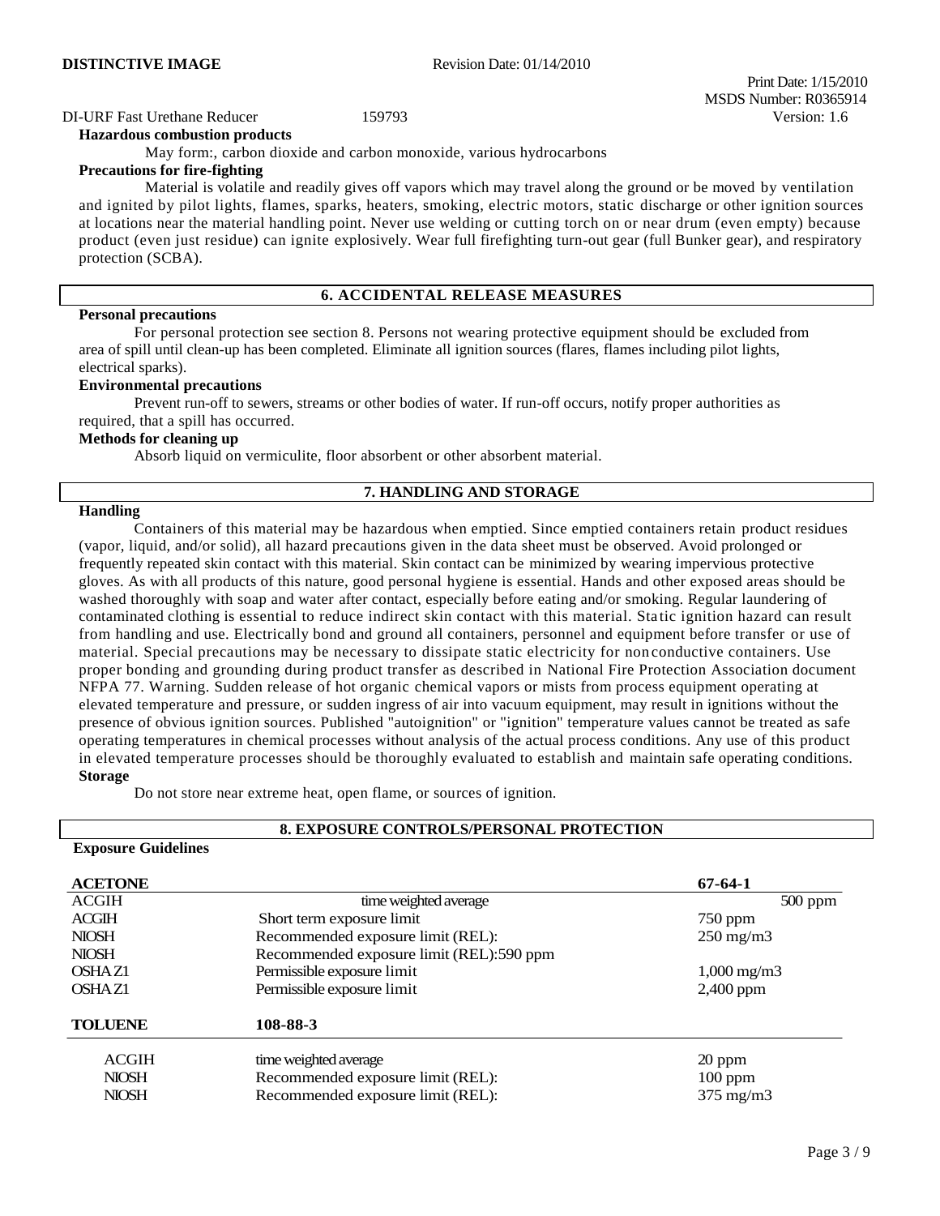**Hazardous combustion products**

May form:, carbon dioxide and carbon monoxide, various hydrocarbons

**Precautions for fire-fighting**

Material is volatile and readily gives off vapors which may travel along the ground or be moved by ventilation and ignited by pilot lights, flames, sparks, heaters, smoking, electric motors, static discharge or other ignition sources at locations near the material handling point. Never use welding or cutting torch on or near drum (even empty) because product (even just residue) can ignite explosively. Wear full firefighting turn-out gear (full Bunker gear), and respiratory protection (SCBA).

## 6. ACCIDENTAL RELEASE MEASURES

**Personal precautions**

For personal protection see section 8. Persons not wearing protective equipment should be excluded from area of spill until clean-up has been completed. Eliminate all ignition sources (flares, flames including pilot lights, electrical sparks).

**Environmental precautions**

Prevent run-off to sewers, streams or other bodies of water. If run-off occurs, notify proper authorities as required, that a spill has occurred.

**Methods for cleaning up**

Absorb liquid on vermiculite, floor absorbent or other absorbent material.

## 7. HANDLING AND STORAGE

**Handling**

Containers of this material may be hazardous when emptied. Since emptied containers retain product residues (vapor, liquid, and/or solid), all hazard precautions given in the data sheet must be observed. Avoid prolonged or frequently repeated skin contact with this material. Skin contact can be minimized by wearing impervious protective gloves. As with all products of this nature, good personal hygiene is essential. Hands and other exposed areas should be washed thoroughly with soap and water after contact, especially before eating and/or smoking. Regular laundering of contaminated clothing is essential to reduce indirect skin contact with this material. Static ignition hazard can result from handling and use. Electrically bond and ground all containers, personnel and equipment before transfer or use of material. Special precautions may be necessary to dissipate static electricity for nonconductive containers. Use proper bonding and grounding during product transfer as described in National Fire Protection Association document NFPA 77. Warning. Sudden release of hot organic chemical vapors or mists from process equipment operating at elevated temperature and pressure, or sudden ingress of air into vacuum equipment, may result in ignitions without the presence of obvious ignition sources. Published "autoignition" or "ignition" temperature values cannot be treated as safe operating temperatures in chemical processes without analysis of the actual process conditions. Any use of this product in elevated temperature processes should be thoroughly evaluated to establish and maintain safe operating conditions.

**Storage**

Do not store near extreme heat, open flame, or sources of ignition.

## 8. EXPOSURE CONTROLS/PERSONAL PROTECTION

**Exposure Guidelines**

| **ACETONE** | | **67-64-1** |
|---|---|---|
| ACGIH | time weighted average | 500 ppm |
| ACGIH | Short term exposure limit | 750 ppm |
| NIOSH | Recommended exposure limit (REL): | 250 mg/m3 |
| NIOSH | Recommended exposure limit (REL):590 ppm | |
| OSHA Z1 | Permissible exposure limit | 1,000 mg/m3 |
| OSHA Z1 | Permissible exposure limit | 2,400 ppm |

| **TOLUENE** | **108-88-3** | |
|---|---|---|
| ACGIH | time weighted average | 20 ppm |
| NIOSH | Recommended exposure limit (REL): | 100 ppm |
| NIOSH | Recommended exposure limit (REL): | 375 mg/m3 |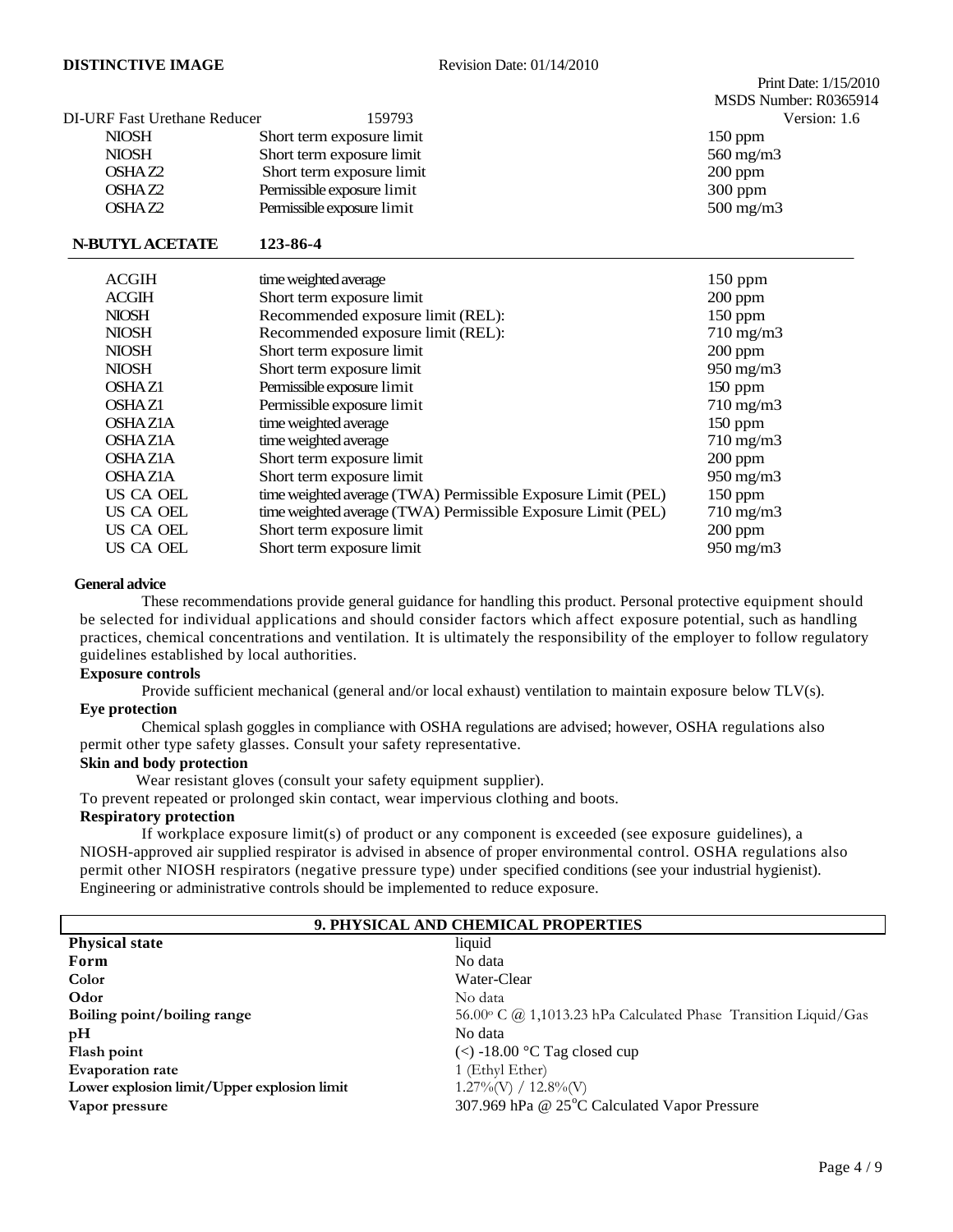DI-URF Fast Urethane Reducer 159793

| | | |
|---|---|---|
| NIOSH | Short term exposure limit | 150 ppm |
| NIOSH | Short term exposure limit | 560 mg/m3 |
| OSHA Z2 | Short term exposure limit | 200 ppm |
| OSHA Z2 | Permissible exposure limit | 300 ppm |
| OSHA Z2 | Permissible exposure limit | 500 mg/m3 |

**N-BUTYL ACETATE 123-86-4**

| | | |
|---|---|---|
| ACGIH | time weighted average | 150 ppm |
| ACGIH | Short term exposure limit | 200 ppm |
| NIOSH | Recommended exposure limit (REL): | 150 ppm |
| NIOSH | Recommended exposure limit (REL): | 710 mg/m3 |
| NIOSH | Short term exposure limit | 200 ppm |
| NIOSH | Short term exposure limit | 950 mg/m3 |
| OSHA Z1 | Permissible exposure limit | 150 ppm |
| OSHA Z1 | Permissible exposure limit | 710 mg/m3 |
| OSHA Z1A | time weighted average | 150 ppm |
| OSHA Z1A | time weighted average | 710 mg/m3 |
| OSHA Z1A | Short term exposure limit | 200 ppm |
| OSHA Z1A | Short term exposure limit | 950 mg/m3 |
| US CA OEL | time weighted average (TWA) Permissible Exposure Limit (PEL) | 150 ppm |
| US CA OEL | time weighted average (TWA) Permissible Exposure Limit (PEL) | 710 mg/m3 |
| US CA OEL | Short term exposure limit | 200 ppm |
| US CA OEL | Short term exposure limit | 950 mg/m3 |

**General advice**

These recommendations provide general guidance for handling this product. Personal protective equipment should be selected for individual applications and should consider factors which affect exposure potential, such as handling practices, chemical concentrations and ventilation. It is ultimately the responsibility of the employer to follow regulatory guidelines established by local authorities.

**Exposure controls**

Provide sufficient mechanical (general and/or local exhaust) ventilation to maintain exposure below TLV(s).

**Eye protection**

Chemical splash goggles in compliance with OSHA regulations are advised; however, OSHA regulations also permit other type safety glasses. Consult your safety representative.

**Skin and body protection**

Wear resistant gloves (consult your safety equipment supplier).
To prevent repeated or prolonged skin contact, wear impervious clothing and boots.

**Respiratory protection**

If workplace exposure limit(s) of product or any component is exceeded (see exposure guidelines), a NIOSH-approved air supplied respirator is advised in absence of proper environmental control. OSHA regulations also permit other NIOSH respirators (negative pressure type) under specified conditions (see your industrial hygienist). Engineering or administrative controls should be implemented to reduce exposure.

## 9. PHYSICAL AND CHEMICAL PROPERTIES

| | |
|---|---|
| **Physical state** | liquid |
| **Form** | No data |
| **Color** | Water-Clear |
| **Odor** | No data |
| **Boiling point/boiling range** | 56.00° C @ 1,1013.23 hPa Calculated Phase Transition Liquid/Gas |
| **pH** | No data |
| **Flash point** | (<) -18.00 °C Tag closed cup |
| **Evaporation rate** | 1 (Ethyl Ether) |
| **Lower explosion limit/Upper explosion limit** | 1.27%(V) / 12.8%(V) |
| **Vapor pressure** | 307.969 hPa @ 25°C Calculated Vapor Pressure |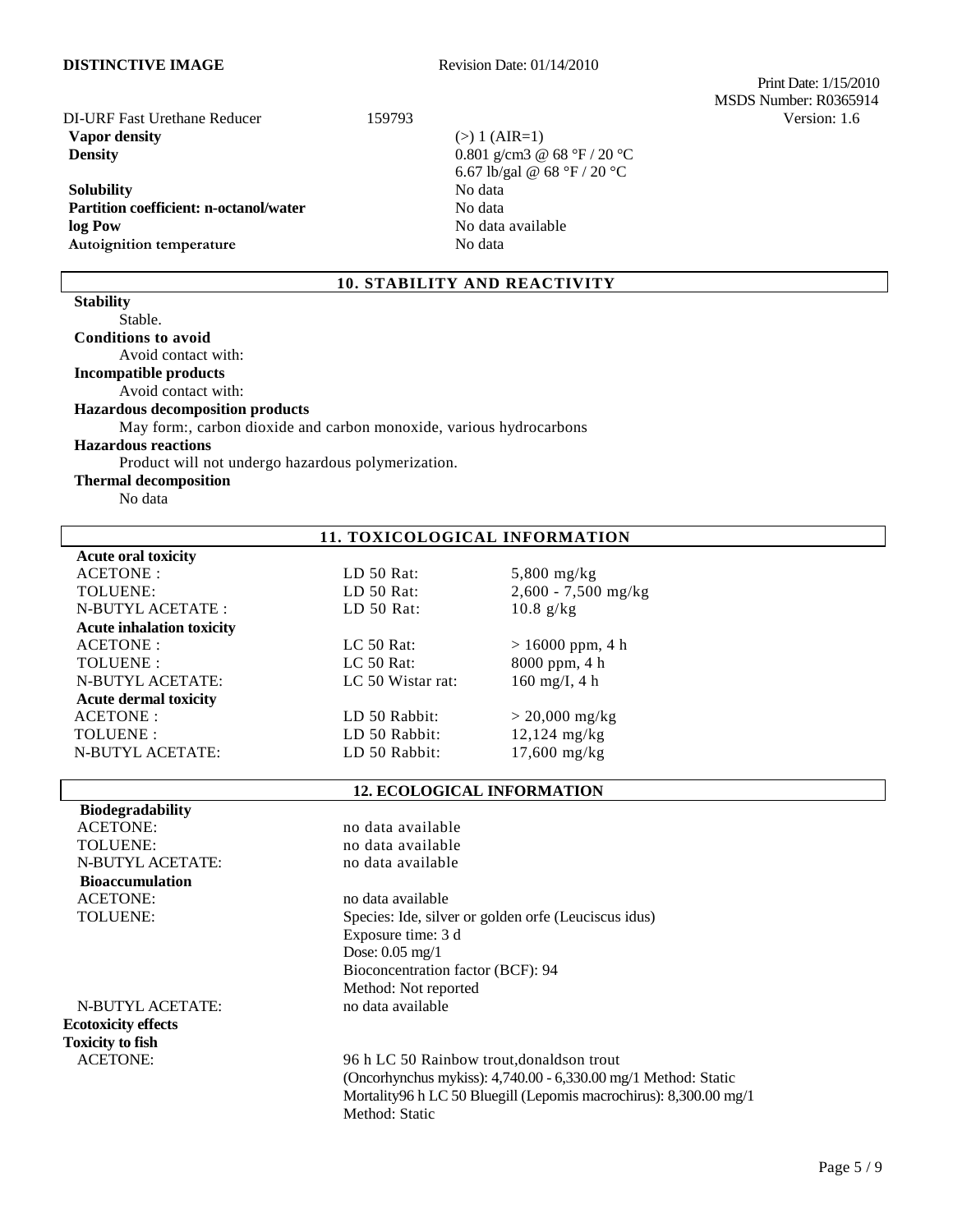DI-URF Fast Urethane Reducer 159793

| | |
|---|---|
| **Vapor density** | (>) 1 (AIR=1) |
| **Density** | 0.801 g/cm3 @ 68 °F / 20 °C<br>6.67 lb/gal @ 68 °F / 20 °C |
| **Solubility** | No data |
| **Partition coefficient: n-octanol/water** | No data |
| **log Pow** | No data available |
| **Autoignition temperature** | No data |

## 10. STABILITY AND REACTIVITY

**Stability**

Stable.

**Conditions to avoid**

Avoid contact with:

**Incompatible products**

Avoid contact with:

**Hazardous decomposition products**

May form:, carbon dioxide and carbon monoxide, various hydrocarbons

**Hazardous reactions**

Product will not undergo hazardous polymerization.

**Thermal decomposition**

No data

## 11. TOXICOLOGICAL INFORMATION

| | | |
|---|---|---|
| **Acute oral toxicity** | | |
| ACETONE : | LD 50 Rat: | 5,800 mg/kg |
| TOLUENE: | LD 50 Rat: | 2,600 - 7,500 mg/kg |
| N-BUTYL ACETATE : | LD 50 Rat: | 10.8 g/kg |
| **Acute inhalation toxicity** | | |
| ACETONE : | LC 50 Rat: | > 16000 ppm, 4 h |
| TOLUENE : | LC 50 Rat: | 8000 ppm, 4 h |
| N-BUTYL ACETATE: | LC 50 Wistar rat: | 160 mg/I, 4 h |
| **Acute dermal toxicity** | | |
| ACETONE : | LD 50 Rabbit: | > 20,000 mg/kg |
| TOLUENE : | LD 50 Rabbit: | 12,124 mg/kg |
| N-BUTYL ACETATE: | LD 50 Rabbit: | 17,600 mg/kg |

## 12. ECOLOGICAL INFORMATION

**Biodegradability**

| | |
|---|---|
| ACETONE: | no data available |
| TOLUENE: | no data available |
| N-BUTYL ACETATE: | no data available |

**Bioaccumulation**

| | |
|---|---|
| ACETONE: | no data available |
| TOLUENE: | Species: Ide, silver or golden orfe (Leuciscus idus)<br>Exposure time: 3 d<br>Dose: 0.05 mg/1<br>Bioconcentration factor (BCF): 94<br>Method: Not reported |
| N-BUTYL ACETATE: | no data available |

**Ecotoxicity effects**

**Toxicity to fish**

| | |
|---|---|
| ACETONE: | 96 h LC 50 Rainbow trout,donaldson trout (Oncorhynchus mykiss): 4,740.00 - 6,330.00 mg/1 Method: Static Mortality96 h LC 50 Bluegill (Lepomis macrochirus): 8,300.00 mg/1 Method: Static |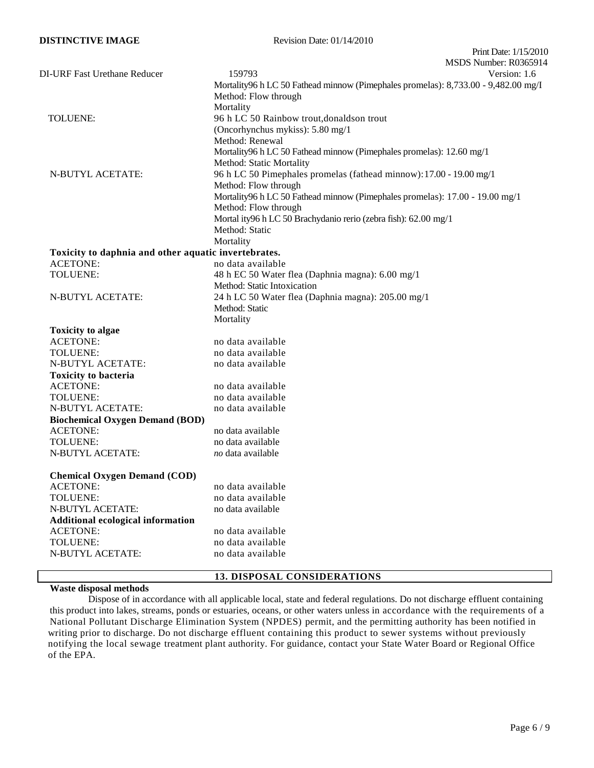| | |
|---|---|
| | Mortality96 h LC 50 Fathead minnow (Pimephales promelas): 8,733.00 - 9,482.00 mg/I |
| | Method: Flow through |
| | Mortality |
| TOLUENE: | 96 h LC 50 Rainbow trout,donaldson trout |
| | (Oncorhynchus mykiss): 5.80 mg/1 |
| | Method: Renewal |
| | Mortality96 h LC 50 Fathead minnow (Pimephales promelas): 12.60 mg/1 |
| | Method: Static Mortality |
| N-BUTYL ACETATE: | 96 h LC 50 Pimephales promelas (fathead minnow):17.00 - 19.00 mg/1 |
| | Method: Flow through |
| | Mortality96 h LC 50 Fathead minnow (Pimephales promelas): 17.00 - 19.00 mg/1 |
| | Method: Flow through |
| | Mortal ity96 h LC 50 Brachydanio rerio (zebra fish): 62.00 mg/1 |
| | Method: Static |
| | Mortality |

**Toxicity to daphnia and other aquatic invertebrates.**

| | |
|---|---|
| ACETONE: | no data available |
| TOLUENE: | 48 h EC 50 Water flea (Daphnia magna): 6.00 mg/1 |
| | Method: Static Intoxication |
| N-BUTYL ACETATE: | 24 h LC 50 Water flea (Daphnia magna): 205.00 mg/1 |
| | Method: Static |
| | Mortality |

**Toxicity to algae**

| | |
|---|---|
| ACETONE: | no data available |
| TOLUENE: | no data available |
| N-BUTYL ACETATE: | no data available |

**Toxicity to bacteria**

| | |
|---|---|
| ACETONE: | no data available |
| TOLUENE: | no data available |
| N-BUTYL ACETATE: | no data available |

**Biochemical Oxygen Demand (BOD)**

| | |
|---|---|
| ACETONE: | no data available |
| TOLUENE: | no data available |
| N-BUTYL ACETATE: | *no* data available |

**Chemical Oxygen Demand (COD)**

| | |
|---|---|
| ACETONE: | no data available |
| TOLUENE: | no data available |
| N-BUTYL ACETATE: | no data available |

**Additional ecological information**

| | |
|---|---|
| ACETONE: | no data available |
| TOLUENE: | no data available |
| N-BUTYL ACETATE: | no data available |

## 13. DISPOSAL CONSIDERATIONS

**Waste disposal methods**

Dispose of in accordance with all applicable local, state and federal regulations. Do not discharge effluent containing this product into lakes, streams, ponds or estuaries, oceans, or other waters unless in accordance with the requirements of a National Pollutant Discharge Elimination System (NPDES) permit, and the permitting authority has been notified in writing prior to discharge. Do not discharge effluent containing this product to sewer systems without previously notifying the local sewage treatment plant authority. For guidance, contact your State Water Board or Regional Office of the EPA.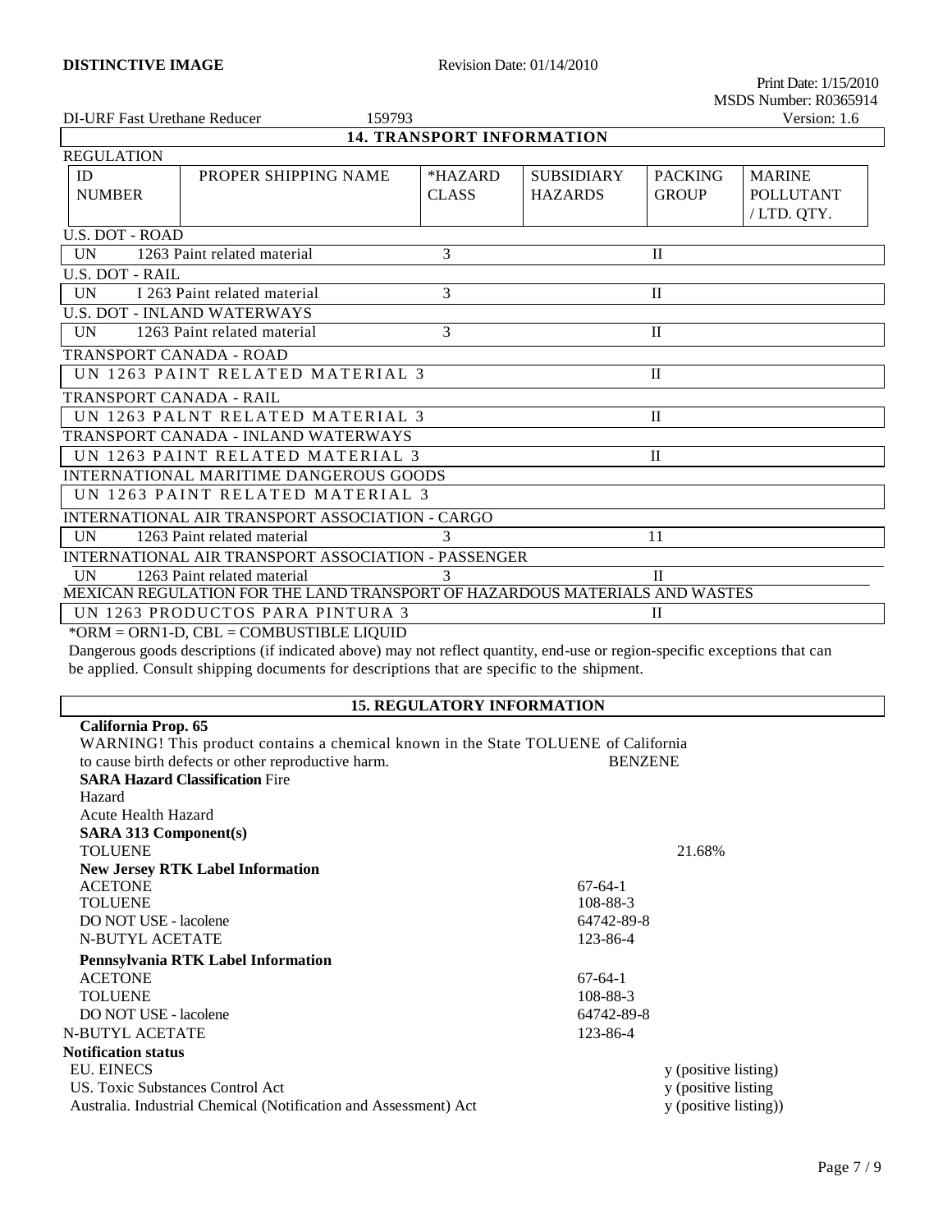DI-URF Fast Urethane Reducer 159793

Revision Date: 01/14/2010

Print Date: 1/15/2010
MSDS Number: R0365914
Version: 1.6

## 14. TRANSPORT INFORMATION

REGULATION

| ID NUMBER | PROPER SHIPPING NAME | *HAZARD CLASS | SUBSIDIARY HAZARDS | PACKING GROUP | MARINE POLLUTANT / LTD. QTY. |
|---|---|---|---|---|---|
| **U.S. DOT - ROAD** | | | | | |
| UN | 1263 Paint related material | 3 | | II | |
| **U.S. DOT - RAIL** | | | | | |
| UN | I 263 Paint related material | 3 | | II | |
| **U.S. DOT - INLAND WATERWAYS** | | | | | |
| UN | 1263 Paint related material | 3 | | II | |
| **TRANSPORT CANADA - ROAD** | | | | | |
| UN 1263 PAINT RELATED MATERIAL 3 | | | | II | |
| **TRANSPORT CANADA - RAIL** | | | | | |
| UN 1263 PALNT RELATED MATERIAL 3 | | | | II | |
| **TRANSPORT CANADA - INLAND WATERWAYS** | | | | | |
| UN 1263 PAINT RELATED MATERIAL 3 | | | | II | |
| **INTERNATIONAL MARITIME DANGEROUS GOODS** | | | | | |
| UN 1263 PAINT RELATED MATERIAL 3 | | | | | |
| **INTERNATIONAL AIR TRANSPORT ASSOCIATION - CARGO** | | | | | |
| UN | 1263 Paint related material | 3 | | 11 | |
| **INTERNATIONAL AIR TRANSPORT ASSOCIATION - PASSENGER** | | | | | |
| UN | 1263 Paint related material | 3 | | II | |
| **MEXICAN REGULATION FOR THE LAND TRANSPORT OF HAZARDOUS MATERIALS AND WASTES** | | | | | |
| UN 1263 PRODUCTOS PARA PINTURA 3 | | | | II | |

*ORM = ORN1-D, CBL = COMBUSTIBLE LIQUID

Dangerous goods descriptions (if indicated above) may not reflect quantity, end-use or region-specific exceptions that can be applied. Consult shipping documents for descriptions that are specific to the shipment.

## 15. REGULATORY INFORMATION

**California Prop. 65**

WARNING! This product contains a chemical known in the State of California to cause birth defects or other reproductive harm. TOLUENE BENZENE

**SARA Hazard Classification** Fire Hazard
Acute Health Hazard

**SARA 313 Component(s)**

TOLUENE 21.68%

**New Jersey RTK Label Information**

| | |
|---|---|
| ACETONE | 67-64-1 |
| TOLUENE | 108-88-3 |
| DO NOT USE - lacolene | 64742-89-8 |
| N-BUTYL ACETATE | 123-86-4 |

**Pennsylvania RTK Label Information**

| | |
|---|---|
| ACETONE | 67-64-1 |
| TOLUENE | 108-88-3 |
| DO NOT USE - lacolene | 64742-89-8 |
| N-BUTYL ACETATE | 123-86-4 |

**Notification status**

| | |
|---|---|
| EU. EINECS | y (positive listing) |
| US. Toxic Substances Control Act | y (positive listing |
| Australia. Industrial Chemical (Notification and Assessment) Act | y (positive listing)) |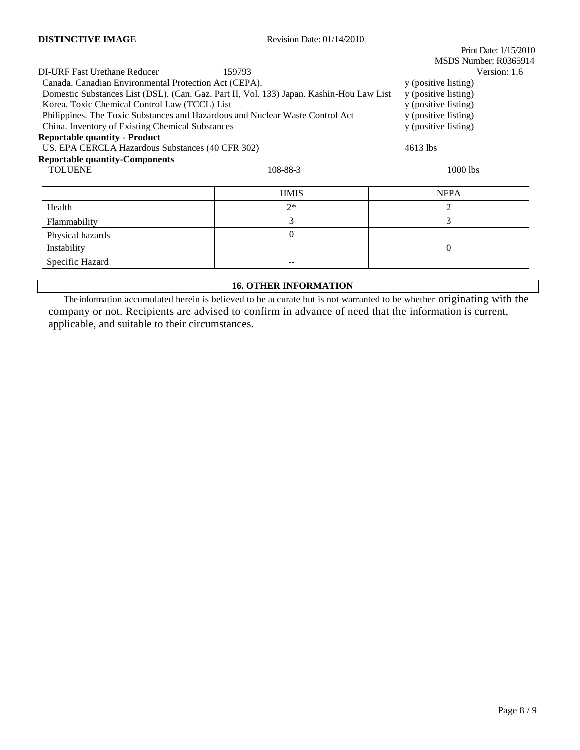DI-URF Fast Urethane Reducer 159793

| | |
|---|---|
| Canada. Canadian Environmental Protection Act (CEPA). | y (positive listing) |
| Domestic Substances List (DSL). (Can. Gaz. Part II, Vol. 133) Japan. Kashin-Hou Law List | y (positive listing) |
| Korea. Toxic Chemical Control Law (TCCL) List | y (positive listing) |
| Philippines. The Toxic Substances and Hazardous and Nuclear Waste Control Act | y (positive listing) |
| China. Inventory of Existing Chemical Substances | y (positive listing) |

**Reportable quantity - Product**

US. EPA CERCLA Hazardous Substances (40 CFR 302) 4613 lbs

**Reportable quantity-Components**

| | | |
|---|---|---|
| TOLUENE | 108-88-3 | 1000 lbs |

| | HMIS | NFPA |
|---|---|---|
| Health | 2* | 2 |
| Flammability | 3 | 3 |
| Physical hazards | 0 | |
| Instability | | 0 |
| Specific Hazard | -- | |

## 16. OTHER INFORMATION

The information accumulated herein is believed to be accurate but is not warranted to be whether originating with the company or not. Recipients are advised to confirm in advance of need that the information is current, applicable, and suitable to their circumstances.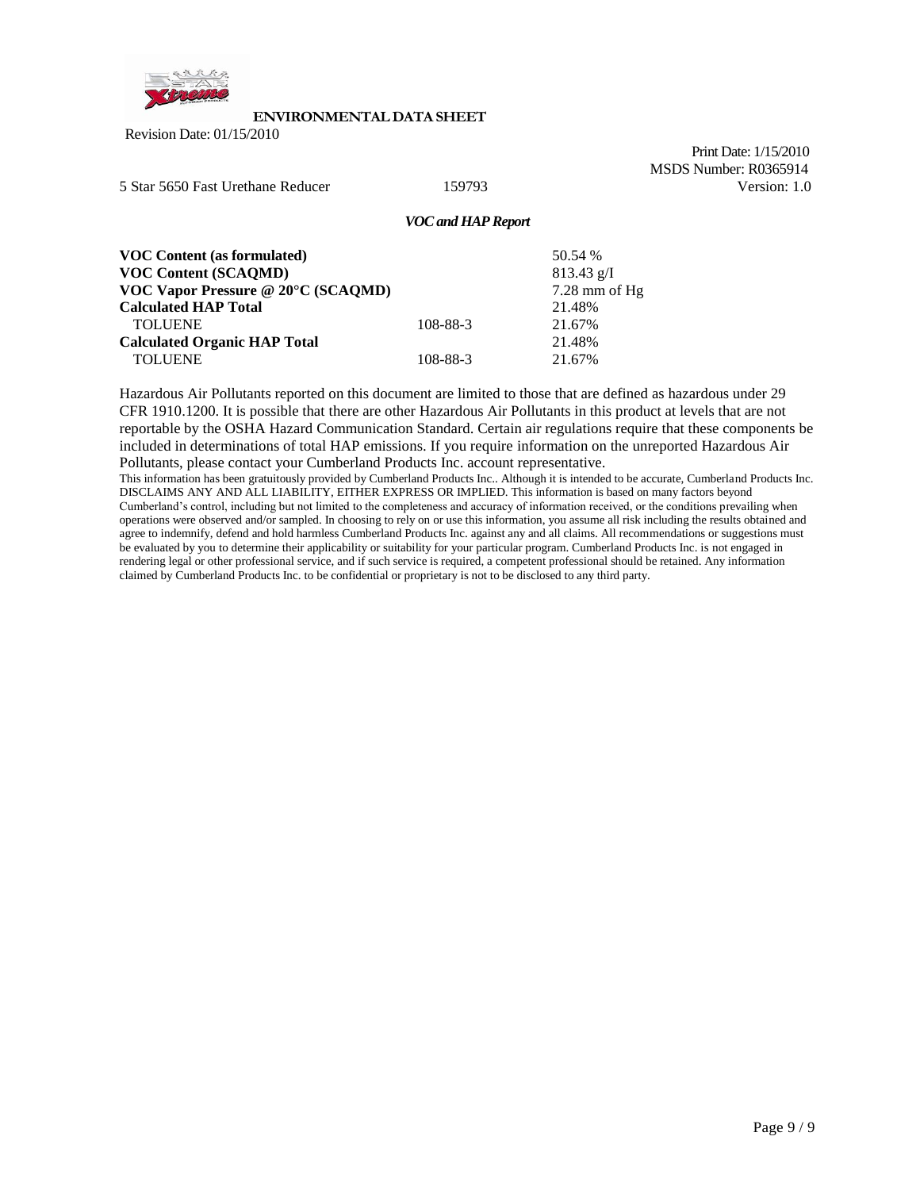**ENVIRONMENTAL DATA SHEET**

Revision Date: 01/15/2010

Print Date: 1/15/2010
MSDS Number: R0365914

5 Star 5650 Fast Urethane Reducer 159793 Version: 1.0

***VOC and HAP Report***

| | | |
|---|---|---|
| **VOC Content (as formulated)** | | 50.54 % |
| **VOC Content (SCAQMD)** | | 813.43 g/I |
| **VOC Vapor Pressure @ 20°C (SCAQMD)** | | 7.28 mm of Hg |
| **Calculated HAP Total** | | 21.48% |
| TOLUENE | 108-88-3 | 21.67% |
| **Calculated Organic HAP Total** | | 21.48% |
| TOLUENE | 108-88-3 | 21.67% |

Hazardous Air Pollutants reported on this document are limited to those that are defined as hazardous under 29 CFR 1910.1200. It is possible that there are other Hazardous Air Pollutants in this product at levels that are not reportable by the OSHA Hazard Communication Standard. Certain air regulations require that these components be included in determinations of total HAP emissions. If you require information on the unreported Hazardous Air Pollutants, please contact your Cumberland Products Inc. account representative.

This information has been gratuitously provided by Cumberland Products Inc.. Although it is intended to be accurate, Cumberland Products Inc. DISCLAIMS ANY AND ALL LIABILITY, EITHER EXPRESS OR IMPLIED. This information is based on many factors beyond Cumberland's control, including but not limited to the completeness and accuracy of information received, or the conditions prevailing when operations were observed and/or sampled. In choosing to rely on or use this information, you assume all risk including the results obtained and agree to indemnify, defend and hold harmless Cumberland Products Inc. against any and all claims. All recommendations or suggestions must be evaluated by you to determine their applicability or suitability for your particular program. Cumberland Products Inc. is not engaged in rendering legal or other professional service, and if such service is required, a competent professional should be retained. Any information claimed by Cumberland Products Inc. to be confidential or proprietary is not to be disclosed to any third party.